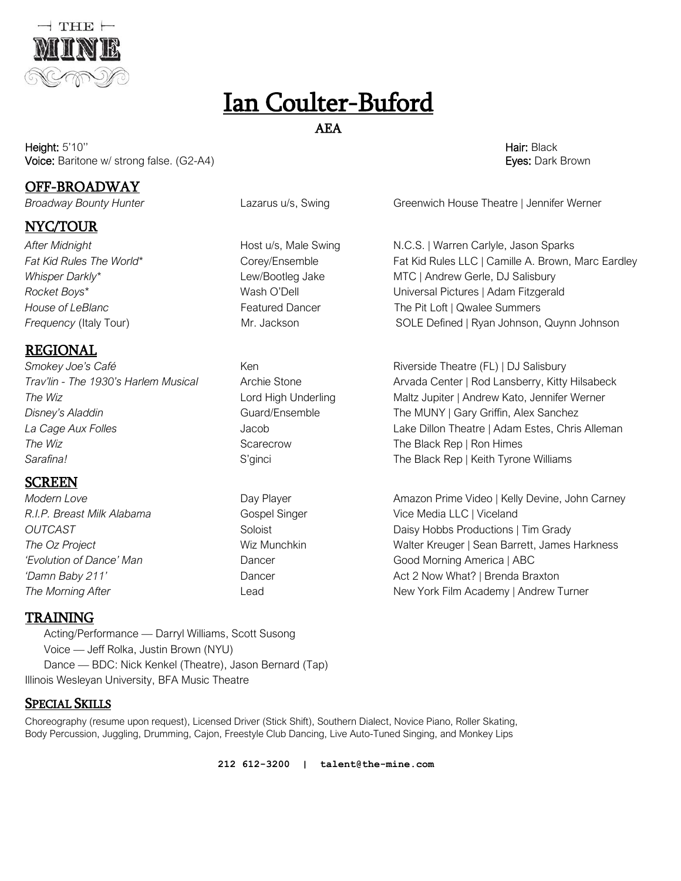# Ian Coulter-Buford

AEA

**Height:** 5'10''
**Voice:** Baritone w/ strong false. (G2-A4)
**Hair:** Black
**Eyes:** Dark Brown

## OFF-BROADWAY

| | | |
|---|---|---|
| *Broadway Bounty Hunter* | Lazarus u/s, Swing | Greenwich House Theatre \| Jennifer Werner |

## NYC/TOUR

| | | |
|---|---|---|
| *After Midnight* | Host u/s, Male Swing | N.C.S. \| Warren Carlyle, Jason Sparks |
| *Fat Kid Rules The World** | Corey/Ensemble | Fat Kid Rules LLC \| Camille A. Brown, Marc Eardley |
| *Whisper Darkly** | Lew/Bootleg Jake | MTC \| Andrew Gerle, DJ Salisbury |
| *Rocket Boys** | Wash O'Dell | Universal Pictures \| Adam Fitzgerald |
| *House of LeBlanc* | Featured Dancer | The Pit Loft \| Qwalee Summers |
| *Frequency* (Italy Tour) | Mr. Jackson | SOLE Defined \| Ryan Johnson, Quynn Johnson |

## REGIONAL

| | | |
|---|---|---|
| *Smokey Joe's Café* | Ken | Riverside Theatre (FL) \| DJ Salisbury |
| *Trav'lin - The 1930's Harlem Musical* | Archie Stone | Arvada Center \| Rod Lansberry, Kitty Hilsabeck |
| *The Wiz* | Lord High Underling | Maltz Jupiter \| Andrew Kato, Jennifer Werner |
| *Disney's Aladdin* | Guard/Ensemble | The MUNY \| Gary Griffin, Alex Sanchez |
| *La Cage Aux Folles* | Jacob | Lake Dillon Theatre \| Adam Estes, Chris Alleman |
| *The Wiz* | Scarecrow | The Black Rep \| Ron Himes |
| *Sarafina!* | S'ginci | The Black Rep \| Keith Tyrone Williams |

## SCREEN

| | | |
|---|---|---|
| *Modern Love* | Day Player | Amazon Prime Video \| Kelly Devine, John Carney |
| *R.I.P. Breast Milk Alabama* | Gospel Singer | Vice Media LLC \| Viceland |
| *OUTCAST* | Soloist | Daisy Hobbs Productions \| Tim Grady |
| *The Oz Project* | Wiz Munchkin | Walter Kreuger \| Sean Barrett, James Harkness |
| *'Evolution of Dance' Man* | Dancer | Good Morning America \| ABC |
| *'Damn Baby 211'* | Dancer | Act 2 Now What? \| Brenda Braxton |
| *The Morning After* | Lead | New York Film Academy \| Andrew Turner |

## TRAINING

Acting/Performance — Darryl Williams, Scott Susong
Voice — Jeff Rolka, Justin Brown (NYU)
Dance — BDC: Nick Kenkel (Theatre), Jason Bernard (Tap)
Illinois Wesleyan University, BFA Music Theatre

## SPECIAL SKILLS

Choreography (resume upon request), Licensed Driver (Stick Shift), Southern Dialect, Novice Piano, Roller Skating, Body Percussion, Juggling, Drumming, Cajon, Freestyle Club Dancing, Live Auto-Tuned Singing, and Monkey Lips

212 612-3200 | talent@the-mine.com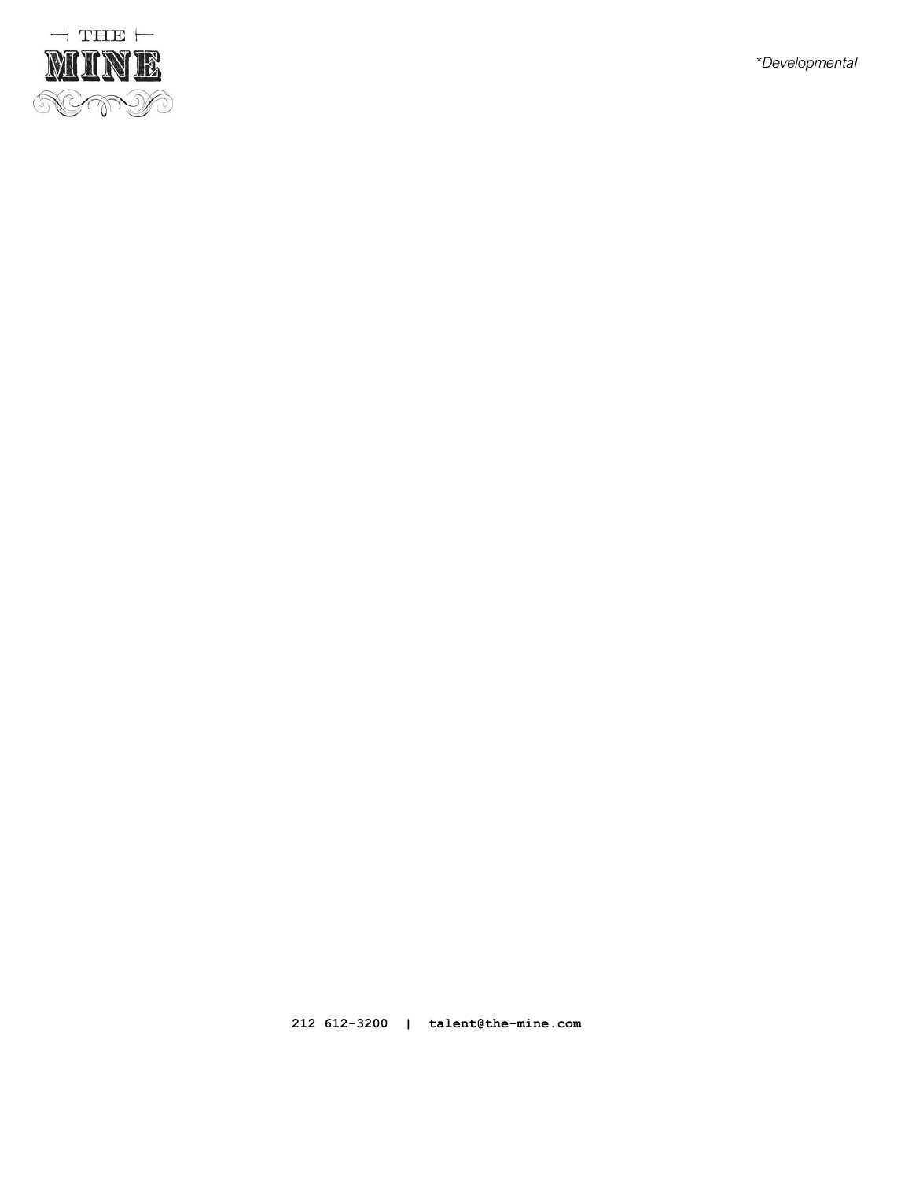*Developmental